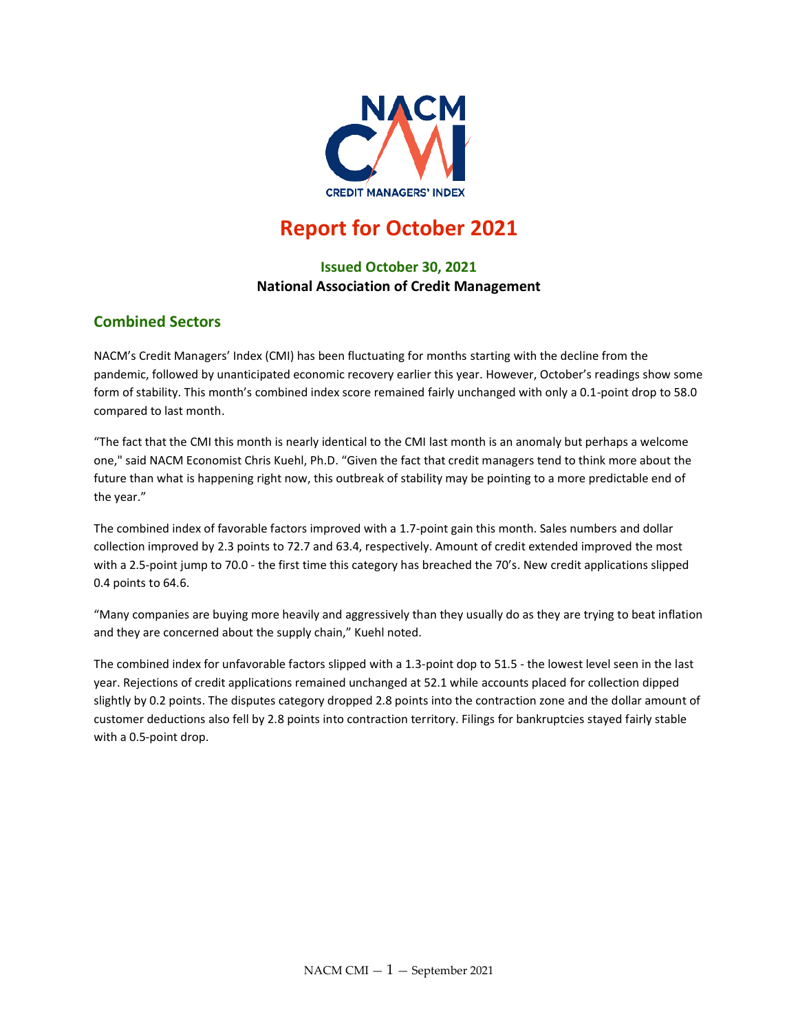NACM CMI

CREDIT MANAGERS' INDEX

# Report for October 2021

**Issued October 30, 2021**

**National Association of Credit Management**

## Combined Sectors

NACM's Credit Managers' Index (CMI) has been fluctuating for months starting with the decline from the pandemic, followed by unanticipated economic recovery earlier this year. However, October's readings show some form of stability. This month's combined index score remained fairly unchanged with only a 0.1-point drop to 58.0 compared to last month.

"The fact that the CMI this month is nearly identical to the CMI last month is an anomaly but perhaps a welcome one," said NACM Economist Chris Kuehl, Ph.D. "Given the fact that credit managers tend to think more about the future than what is happening right now, this outbreak of stability may be pointing to a more predictable end of the year."

The combined index of favorable factors improved with a 1.7-point gain this month. Sales numbers and dollar collection improved by 2.3 points to 72.7 and 63.4, respectively. Amount of credit extended improved the most with a 2.5-point jump to 70.0 - the first time this category has breached the 70's. New credit applications slipped 0.4 points to 64.6.

"Many companies are buying more heavily and aggressively than they usually do as they are trying to beat inflation and they are concerned about the supply chain," Kuehl noted.

The combined index for unfavorable factors slipped with a 1.3-point dop to 51.5 - the lowest level seen in the last year. Rejections of credit applications remained unchanged at 52.1 while accounts placed for collection dipped slightly by 0.2 points. The disputes category dropped 2.8 points into the contraction zone and the dollar amount of customer deductions also fell by 2.8 points into contraction territory. Filings for bankruptcies stayed fairly stable with a 0.5-point drop.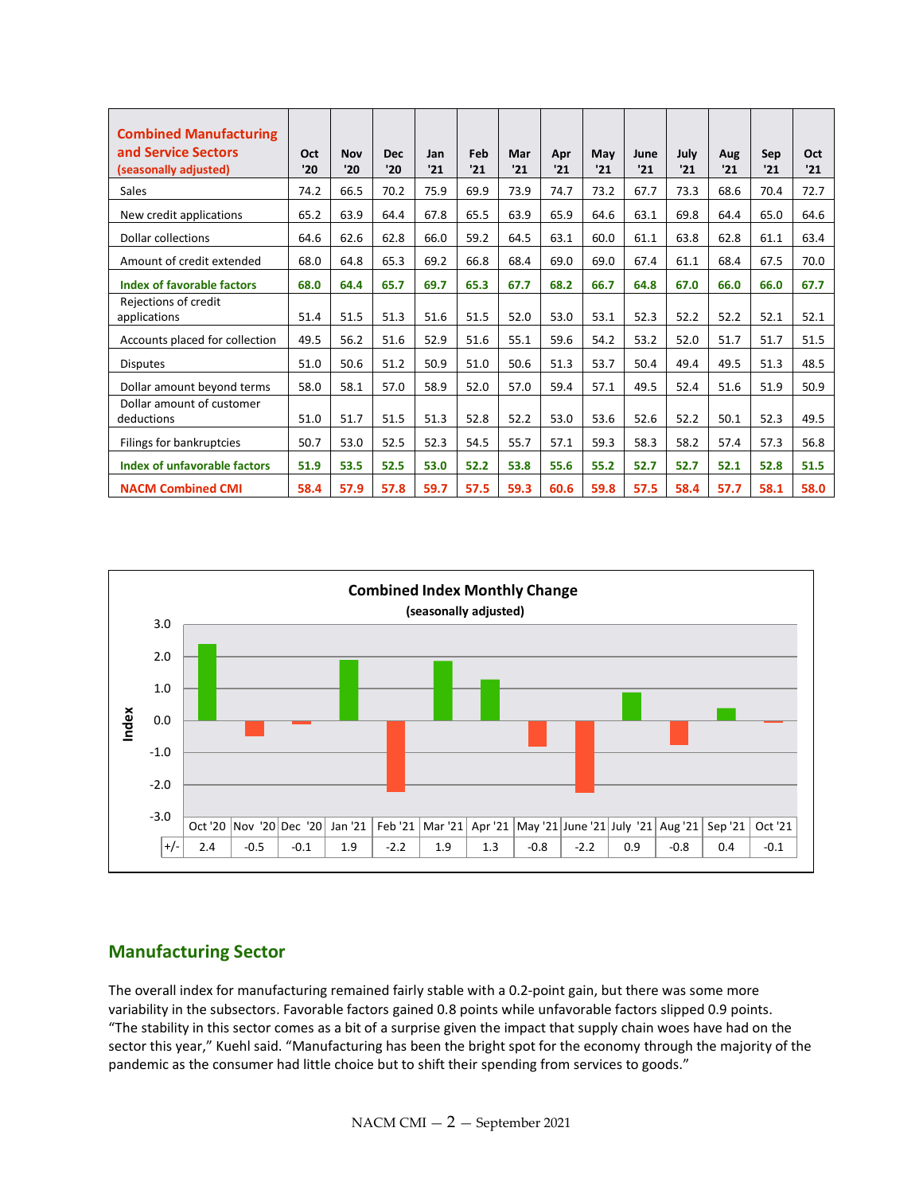| Combined Manufacturing and Service Sectors (seasonally adjusted) | Oct '20 | Nov '20 | Dec '20 | Jan '21 | Feb '21 | Mar '21 | Apr '21 | May '21 | June '21 | July '21 | Aug '21 | Sep '21 | Oct '21 |
|---|---|---|---|---|---|---|---|---|---|---|---|---|---|
| Sales | 74.2 | 66.5 | 70.2 | 75.9 | 69.9 | 73.9 | 74.7 | 73.2 | 67.7 | 73.3 | 68.6 | 70.4 | 72.7 |
| New credit applications | 65.2 | 63.9 | 64.4 | 67.8 | 65.5 | 63.9 | 65.9 | 64.6 | 63.1 | 69.8 | 64.4 | 65.0 | 64.6 |
| Dollar collections | 64.6 | 62.6 | 62.8 | 66.0 | 59.2 | 64.5 | 63.1 | 60.0 | 61.1 | 63.8 | 62.8 | 61.1 | 63.4 |
| Amount of credit extended | 68.0 | 64.8 | 65.3 | 69.2 | 66.8 | 68.4 | 69.0 | 69.0 | 67.4 | 61.1 | 68.4 | 67.5 | 70.0 |
| **Index of favorable factors** | **68.0** | **64.4** | **65.7** | **69.7** | **65.3** | **67.7** | **68.2** | **66.7** | **64.8** | **67.0** | **66.0** | **66.0** | **67.7** |
| Rejections of credit applications | 51.4 | 51.5 | 51.3 | 51.6 | 51.5 | 52.0 | 53.0 | 53.1 | 52.3 | 52.2 | 52.2 | 52.1 | 52.1 |
| Accounts placed for collection | 49.5 | 56.2 | 51.6 | 52.9 | 51.6 | 55.1 | 59.6 | 54.2 | 53.2 | 52.0 | 51.7 | 51.7 | 51.5 |
| Disputes | 51.0 | 50.6 | 51.2 | 50.9 | 51.0 | 50.6 | 51.3 | 53.7 | 50.4 | 49.4 | 49.5 | 51.3 | 48.5 |
| Dollar amount beyond terms | 58.0 | 58.1 | 57.0 | 58.9 | 52.0 | 57.0 | 59.4 | 57.1 | 49.5 | 52.4 | 51.6 | 51.9 | 50.9 |
| Dollar amount of customer deductions | 51.0 | 51.7 | 51.5 | 51.3 | 52.8 | 52.2 | 53.0 | 53.6 | 52.6 | 52.2 | 50.1 | 52.3 | 49.5 |
| Filings for bankruptcies | 50.7 | 53.0 | 52.5 | 52.3 | 54.5 | 55.7 | 57.1 | 59.3 | 58.3 | 58.2 | 57.4 | 57.3 | 56.8 |
| **Index of unfavorable factors** | **51.9** | **53.5** | **52.5** | **53.0** | **52.2** | **53.8** | **55.6** | **55.2** | **52.7** | **52.7** | **52.1** | **52.8** | **51.5** |
| **NACM Combined CMI** | **58.4** | **57.9** | **57.8** | **59.7** | **57.5** | **59.3** | **60.6** | **59.8** | **57.5** | **58.4** | **57.7** | **58.1** | **58.0** |

**Combined Index Monthly Change**
(seasonally adjusted)

| | Oct '20 | Nov '20 | Dec '20 | Jan '21 | Feb '21 | Mar '21 | Apr '21 | May '21 | June '21 | July '21 | Aug '21 | Sep '21 | Oct '21 |
|---|---|---|---|---|---|---|---|---|---|---|---|---|---|
| +/- | 2.4 | -0.5 | -0.1 | 1.9 | -2.2 | 1.9 | 1.3 | -0.8 | -2.2 | 0.9 | -0.8 | 0.4 | -0.1 |

## Manufacturing Sector

The overall index for manufacturing remained fairly stable with a 0.2-point gain, but there was some more variability in the subsectors. Favorable factors gained 0.8 points while unfavorable factors slipped 0.9 points. "The stability in this sector comes as a bit of a surprise given the impact that supply chain woes have had on the sector this year," Kuehl said. "Manufacturing has been the bright spot for the economy through the majority of the pandemic as the consumer had little choice but to shift their spending from services to goods."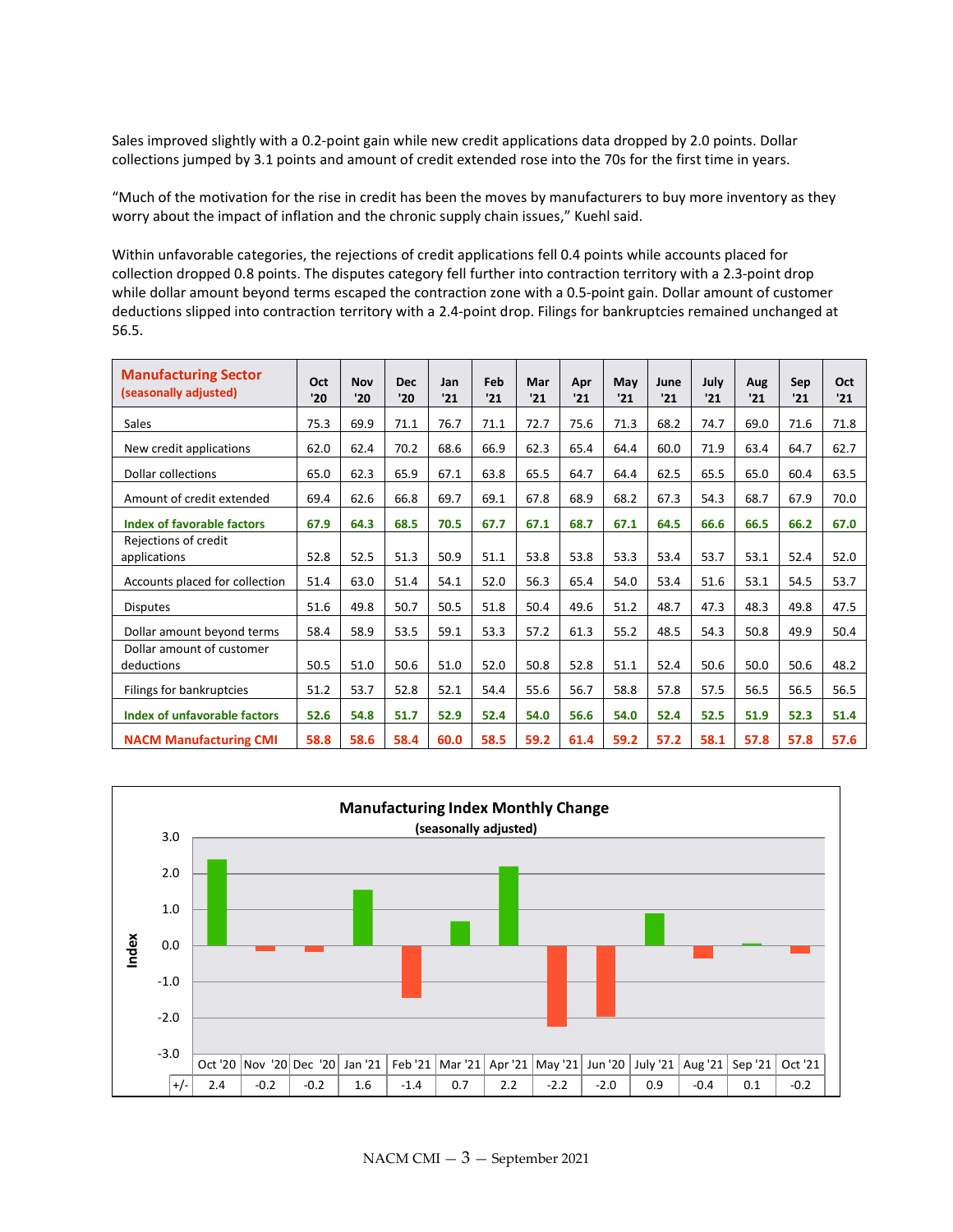Sales improved slightly with a 0.2-point gain while new credit applications data dropped by 2.0 points. Dollar collections jumped by 3.1 points and amount of credit extended rose into the 70s for the first time in years.

"Much of the motivation for the rise in credit has been the moves by manufacturers to buy more inventory as they worry about the impact of inflation and the chronic supply chain issues," Kuehl said.

Within unfavorable categories, the rejections of credit applications fell 0.4 points while accounts placed for collection dropped 0.8 points. The disputes category fell further into contraction territory with a 2.3-point drop while dollar amount beyond terms escaped the contraction zone with a 0.5-point gain. Dollar amount of customer deductions slipped into contraction territory with a 2.4-point drop. Filings for bankruptcies remained unchanged at 56.5.

| Manufacturing Sector (seasonally adjusted) | Oct '20 | Nov '20 | Dec '20 | Jan '21 | Feb '21 | Mar '21 | Apr '21 | May '21 | June '21 | July '21 | Aug '21 | Sep '21 | Oct '21 |
|---|---|---|---|---|---|---|---|---|---|---|---|---|---|
| Sales | 75.3 | 69.9 | 71.1 | 76.7 | 71.1 | 72.7 | 75.6 | 71.3 | 68.2 | 74.7 | 69.0 | 71.6 | 71.8 |
| New credit applications | 62.0 | 62.4 | 70.2 | 68.6 | 66.9 | 62.3 | 65.4 | 64.4 | 60.0 | 71.9 | 63.4 | 64.7 | 62.7 |
| Dollar collections | 65.0 | 62.3 | 65.9 | 67.1 | 63.8 | 65.5 | 64.7 | 64.4 | 62.5 | 65.5 | 65.0 | 60.4 | 63.5 |
| Amount of credit extended | 69.4 | 62.6 | 66.8 | 69.7 | 69.1 | 67.8 | 68.9 | 68.2 | 67.3 | 54.3 | 68.7 | 67.9 | 70.0 |
| **Index of favorable factors** | **67.9** | **64.3** | **68.5** | **70.5** | **67.7** | **67.1** | **68.7** | **67.1** | **64.5** | **66.6** | **66.5** | **66.2** | **67.0** |
| Rejections of credit applications | 52.8 | 52.5 | 51.3 | 50.9 | 51.1 | 53.8 | 53.8 | 53.3 | 53.4 | 53.7 | 53.1 | 52.4 | 52.0 |
| Accounts placed for collection | 51.4 | 63.0 | 51.4 | 54.1 | 52.0 | 56.3 | 65.4 | 54.0 | 53.4 | 51.6 | 53.1 | 54.5 | 53.7 |
| Disputes | 51.6 | 49.8 | 50.7 | 50.5 | 51.8 | 50.4 | 49.6 | 51.2 | 48.7 | 47.3 | 48.3 | 49.8 | 47.5 |
| Dollar amount beyond terms | 58.4 | 58.9 | 53.5 | 59.1 | 53.3 | 57.2 | 61.3 | 55.2 | 48.5 | 54.3 | 50.8 | 49.9 | 50.4 |
| Dollar amount of customer deductions | 50.5 | 51.0 | 50.6 | 51.0 | 52.0 | 50.8 | 52.8 | 51.1 | 52.4 | 50.6 | 50.0 | 50.6 | 48.2 |
| Filings for bankruptcies | 51.2 | 53.7 | 52.8 | 52.1 | 54.4 | 55.6 | 56.7 | 58.8 | 57.8 | 57.5 | 56.5 | 56.5 | 56.5 |
| **Index of unfavorable factors** | **52.6** | **54.8** | **51.7** | **52.9** | **52.4** | **54.0** | **56.6** | **54.0** | **52.4** | **52.5** | **51.9** | **52.3** | **51.4** |
| **NACM Manufacturing CMI** | **58.8** | **58.6** | **58.4** | **60.0** | **58.5** | **59.2** | **61.4** | **59.2** | **57.2** | **58.1** | **57.8** | **57.8** | **57.6** |

**Manufacturing Index Monthly Change**
**(seasonally adjusted)**

| | Oct '20 | Nov '20 | Dec '20 | Jan '21 | Feb '21 | Mar '21 | Apr '21 | May '21 | Jun '20 | July '21 | Aug '21 | Sep '21 | Oct '21 |
|---|---|---|---|---|---|---|---|---|---|---|---|---|---|
| +/- | 2.4 | -0.2 | -0.2 | 1.6 | -1.4 | 0.7 | 2.2 | -2.2 | -2.0 | 0.9 | -0.4 | 0.1 | -0.2 |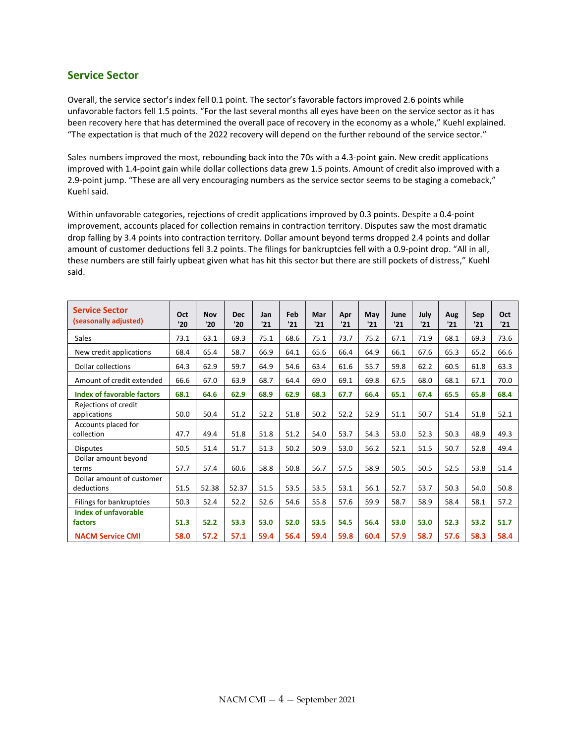## Service Sector

Overall, the service sector's index fell 0.1 point. The sector's favorable factors improved 2.6 points while unfavorable factors fell 1.5 points. "For the last several months all eyes have been on the service sector as it has been recovery here that has determined the overall pace of recovery in the economy as a whole," Kuehl explained. "The expectation is that much of the 2022 recovery will depend on the further rebound of the service sector."

Sales numbers improved the most, rebounding back into the 70s with a 4.3-point gain. New credit applications improved with 1.4-point gain while dollar collections data grew 1.5 points. Amount of credit also improved with a 2.9-point jump. "These are all very encouraging numbers as the service sector seems to be staging a comeback," Kuehl said.

Within unfavorable categories, rejections of credit applications improved by 0.3 points. Despite a 0.4-point improvement, accounts placed for collection remains in contraction territory. Disputes saw the most dramatic drop falling by 3.4 points into contraction territory. Dollar amount beyond terms dropped 2.4 points and dollar amount of customer deductions fell 3.2 points. The filings for bankruptcies fell with a 0.9-point drop. "All in all, these numbers are still fairly upbeat given what has hit this sector but there are still pockets of distress," Kuehl said.

| Service Sector (seasonally adjusted) | Oct '20 | Nov '20 | Dec '20 | Jan '21 | Feb '21 | Mar '21 | Apr '21 | May '21 | June '21 | July '21 | Aug '21 | Sep '21 | Oct '21 |
|---|---|---|---|---|---|---|---|---|---|---|---|---|---|
| Sales | 73.1 | 63.1 | 69.3 | 75.1 | 68.6 | 75.1 | 73.7 | 75.2 | 67.1 | 71.9 | 68.1 | 69.3 | 73.6 |
| New credit applications | 68.4 | 65.4 | 58.7 | 66.9 | 64.1 | 65.6 | 66.4 | 64.9 | 66.1 | 67.6 | 65.3 | 65.2 | 66.6 |
| Dollar collections | 64.3 | 62.9 | 59.7 | 64.9 | 54.6 | 63.4 | 61.6 | 55.7 | 59.8 | 62.2 | 60.5 | 61.8 | 63.3 |
| Amount of credit extended | 66.6 | 67.0 | 63.9 | 68.7 | 64.4 | 69.0 | 69.1 | 69.8 | 67.5 | 68.0 | 68.1 | 67.1 | 70.0 |
| **Index of favorable factors** | **68.1** | **64.6** | **62.9** | **68.9** | **62.9** | **68.3** | **67.7** | **66.4** | **65.1** | **67.4** | **65.5** | **65.8** | **68.4** |
| Rejections of credit applications | 50.0 | 50.4 | 51.2 | 52.2 | 51.8 | 50.2 | 52.2 | 52.9 | 51.1 | 50.7 | 51.4 | 51.8 | 52.1 |
| Accounts placed for collection | 47.7 | 49.4 | 51.8 | 51.8 | 51.2 | 54.0 | 53.7 | 54.3 | 53.0 | 52.3 | 50.3 | 48.9 | 49.3 |
| Disputes | 50.5 | 51.4 | 51.7 | 51.3 | 50.2 | 50.9 | 53.0 | 56.2 | 52.1 | 51.5 | 50.7 | 52.8 | 49.4 |
| Dollar amount beyond terms | 57.7 | 57.4 | 60.6 | 58.8 | 50.8 | 56.7 | 57.5 | 58.9 | 50.5 | 50.5 | 52.5 | 53.8 | 51.4 |
| Dollar amount of customer deductions | 51.5 | 52.38 | 52.37 | 51.5 | 53.5 | 53.5 | 53.1 | 56.1 | 52.7 | 53.7 | 50.3 | 54.0 | 50.8 |
| Filings for bankruptcies | 50.3 | 52.4 | 52.2 | 52.6 | 54.6 | 55.8 | 57.6 | 59.9 | 58.7 | 58.9 | 58.4 | 58.1 | 57.2 |
| **Index of unfavorable factors** | **51.3** | **52.2** | **53.3** | **53.0** | **52.0** | **53.5** | **54.5** | **56.4** | **53.0** | **53.0** | **52.3** | **53.2** | **51.7** |
| **NACM Service CMI** | **58.0** | **57.2** | **57.1** | **59.4** | **56.4** | **59.4** | **59.8** | **60.4** | **57.9** | **58.7** | **57.6** | **58.3** | **58.4** |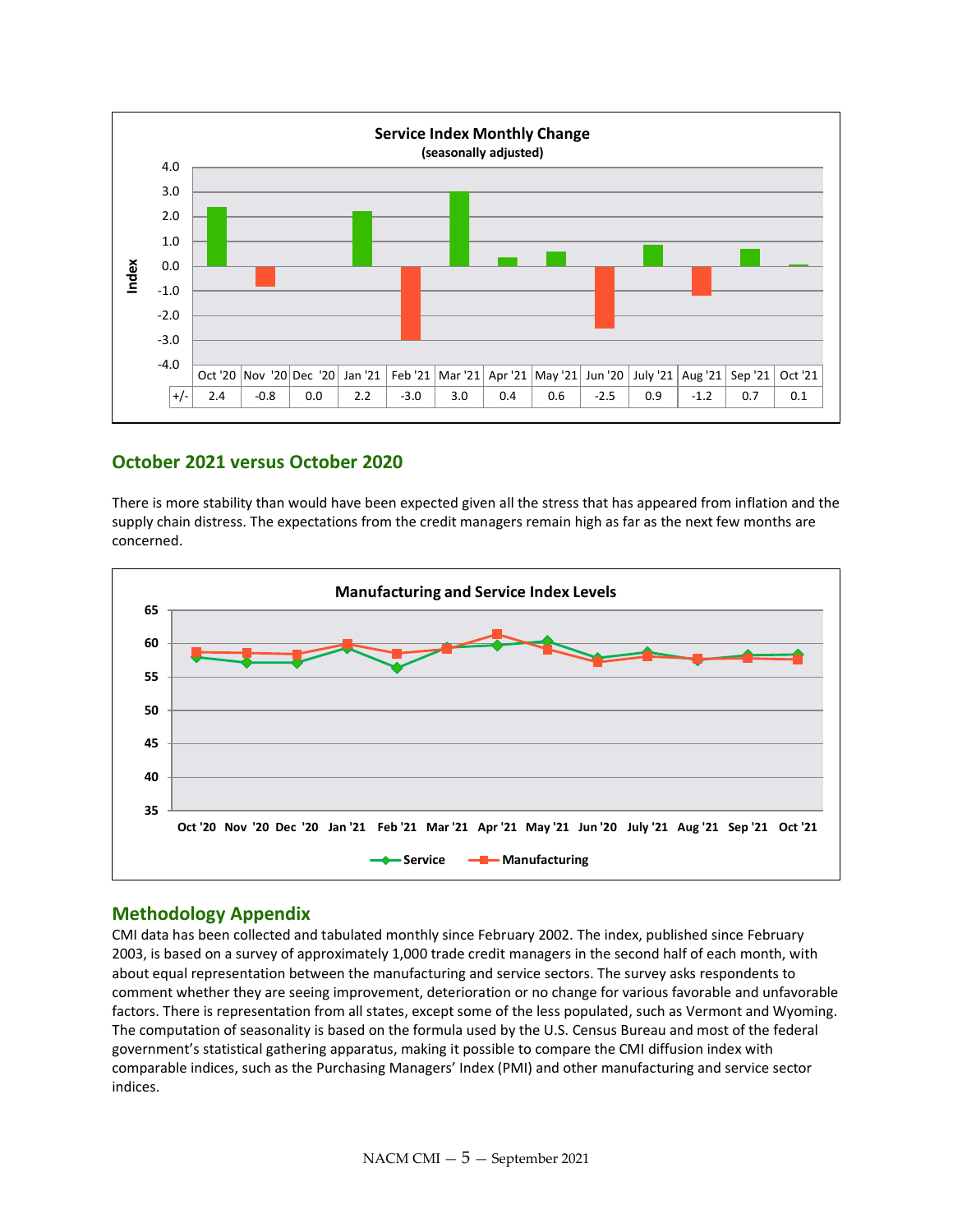**Service Index Monthly Change**
**(seasonally adjusted)**

| | Oct '20 | Nov '20 | Dec '20 | Jan '21 | Feb '21 | Mar '21 | Apr '21 | May '21 | Jun '20 | July '21 | Aug '21 | Sep '21 | Oct '21 |
|---|---|---|---|---|---|---|---|---|---|---|---|---|---|
| +/- | 2.4 | -0.8 | 0.0 | 2.2 | -3.0 | 3.0 | 0.4 | 0.6 | -2.5 | 0.9 | -1.2 | 0.7 | 0.1 |

## October 2021 versus October 2020

There is more stability than would have been expected given all the stress that has appeared from inflation and the supply chain distress. The expectations from the credit managers remain high as far as the next few months are concerned.

**Manufacturing and Service Index Levels**

## Methodology Appendix

CMI data has been collected and tabulated monthly since February 2002. The index, published since February 2003, is based on a survey of approximately 1,000 trade credit managers in the second half of each month, with about equal representation between the manufacturing and service sectors. The survey asks respondents to comment whether they are seeing improvement, deterioration or no change for various favorable and unfavorable factors. There is representation from all states, except some of the less populated, such as Vermont and Wyoming. The computation of seasonality is based on the formula used by the U.S. Census Bureau and most of the federal government's statistical gathering apparatus, making it possible to compare the CMI diffusion index with comparable indices, such as the Purchasing Managers' Index (PMI) and other manufacturing and service sector indices.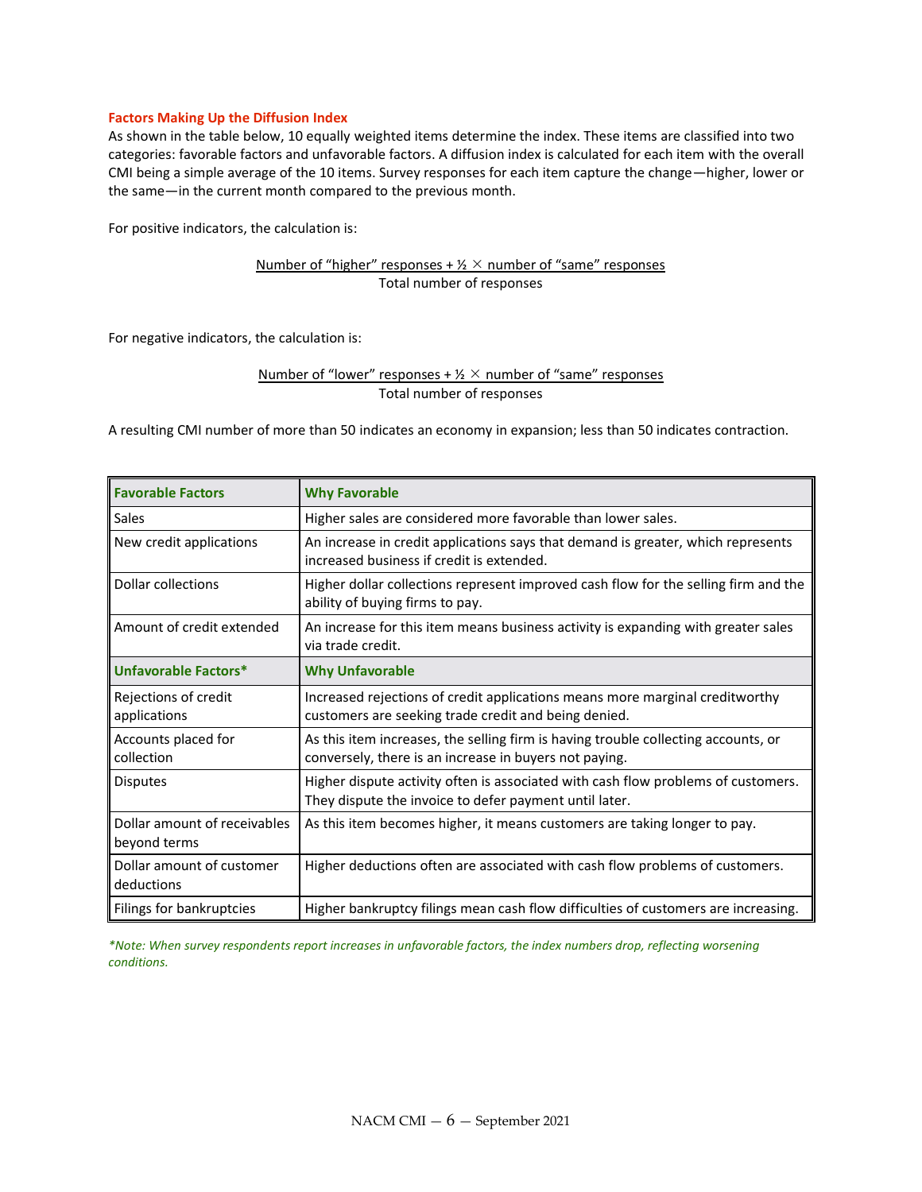### Factors Making Up the Diffusion Index

As shown in the table below, 10 equally weighted items determine the index. These items are classified into two categories: favorable factors and unfavorable factors. A diffusion index is calculated for each item with the overall CMI being a simple average of the 10 items. Survey responses for each item capture the change—higher, lower or the same—in the current month compared to the previous month.

For positive indicators, the calculation is:

$$\frac{\text{Number of “higher” responses} + \frac{1}{2} \times \text{number of “same” responses}}{\text{Total number of responses}}$$

For negative indicators, the calculation is:

$$\frac{\text{Number of “lower” responses} + \frac{1}{2} \times \text{number of “same” responses}}{\text{Total number of responses}}$$

A resulting CMI number of more than 50 indicates an economy in expansion; less than 50 indicates contraction.

| Favorable Factors | Why Favorable |
|---|---|
| Sales | Higher sales are considered more favorable than lower sales. |
| New credit applications | An increase in credit applications says that demand is greater, which represents increased business if credit is extended. |
| Dollar collections | Higher dollar collections represent improved cash flow for the selling firm and the ability of buying firms to pay. |
| Amount of credit extended | An increase for this item means business activity is expanding with greater sales via trade credit. |
| **Unfavorable Factors*** | **Why Unfavorable** |
| Rejections of credit applications | Increased rejections of credit applications means more marginal creditworthy customers are seeking trade credit and being denied. |
| Accounts placed for collection | As this item increases, the selling firm is having trouble collecting accounts, or conversely, there is an increase in buyers not paying. |
| Disputes | Higher dispute activity often is associated with cash flow problems of customers. They dispute the invoice to defer payment until later. |
| Dollar amount of receivables beyond terms | As this item becomes higher, it means customers are taking longer to pay. |
| Dollar amount of customer deductions | Higher deductions often are associated with cash flow problems of customers. |
| Filings for bankruptcies | Higher bankruptcy filings mean cash flow difficulties of customers are increasing. |

*\*Note: When survey respondents report increases in unfavorable factors, the index numbers drop, reflecting worsening conditions.*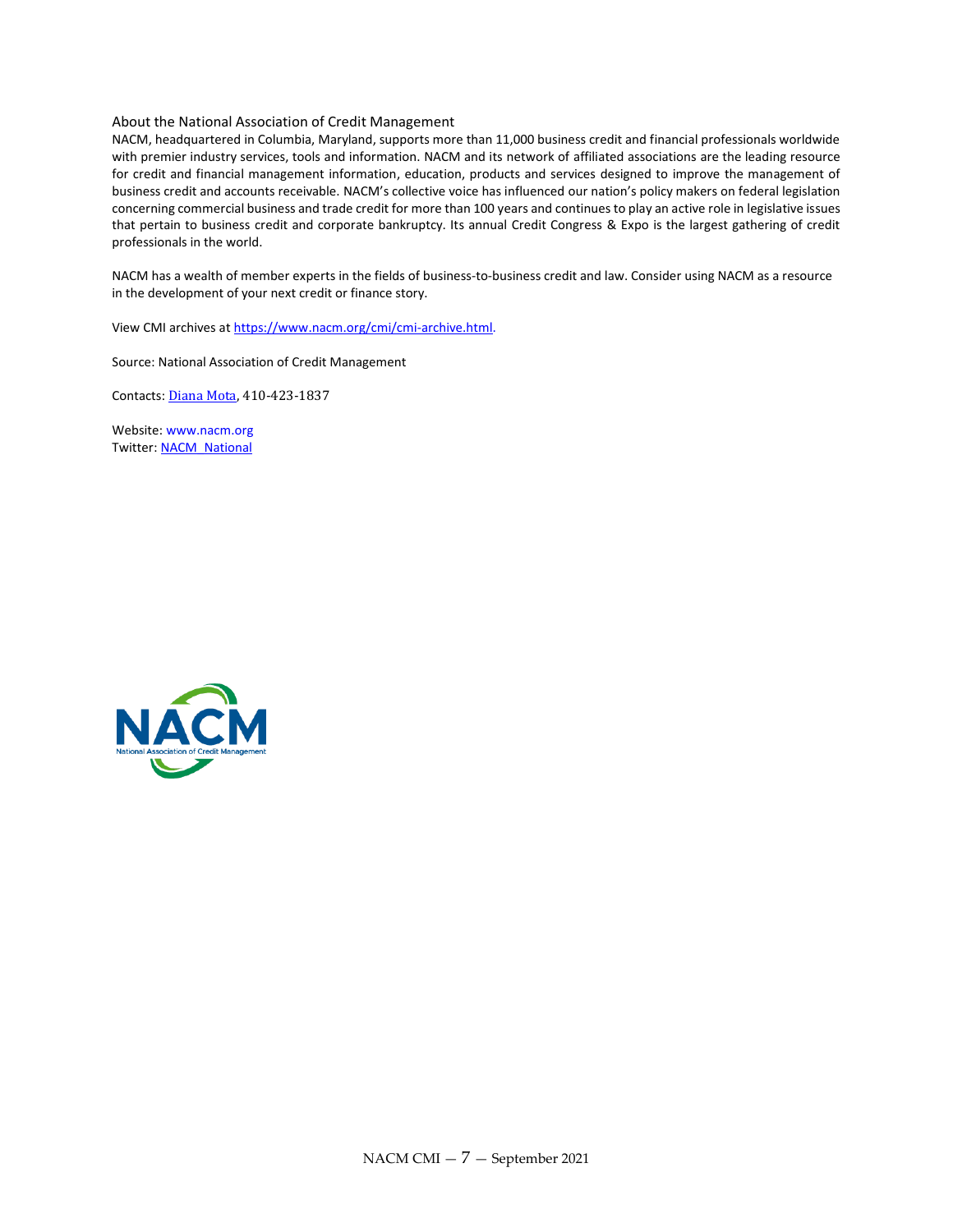## About the National Association of Credit Management

NACM, headquartered in Columbia, Maryland, supports more than 11,000 business credit and financial professionals worldwide with premier industry services, tools and information. NACM and its network of affiliated associations are the leading resource for credit and financial management information, education, products and services designed to improve the management of business credit and accounts receivable. NACM's collective voice has influenced our nation's policy makers on federal legislation concerning commercial business and trade credit for more than 100 years and continues to play an active role in legislative issues that pertain to business credit and corporate bankruptcy. Its annual Credit Congress & Expo is the largest gathering of credit professionals in the world.

NACM has a wealth of member experts in the fields of business-to-business credit and law. Consider using NACM as a resource in the development of your next credit or finance story.

View CMI archives at https://www.nacm.org/cmi/cmi-archive.html.

Source: National Association of Credit Management

Contacts: Diana Mota, 410-423-1837

Website: www.nacm.org
Twitter: NACM_National